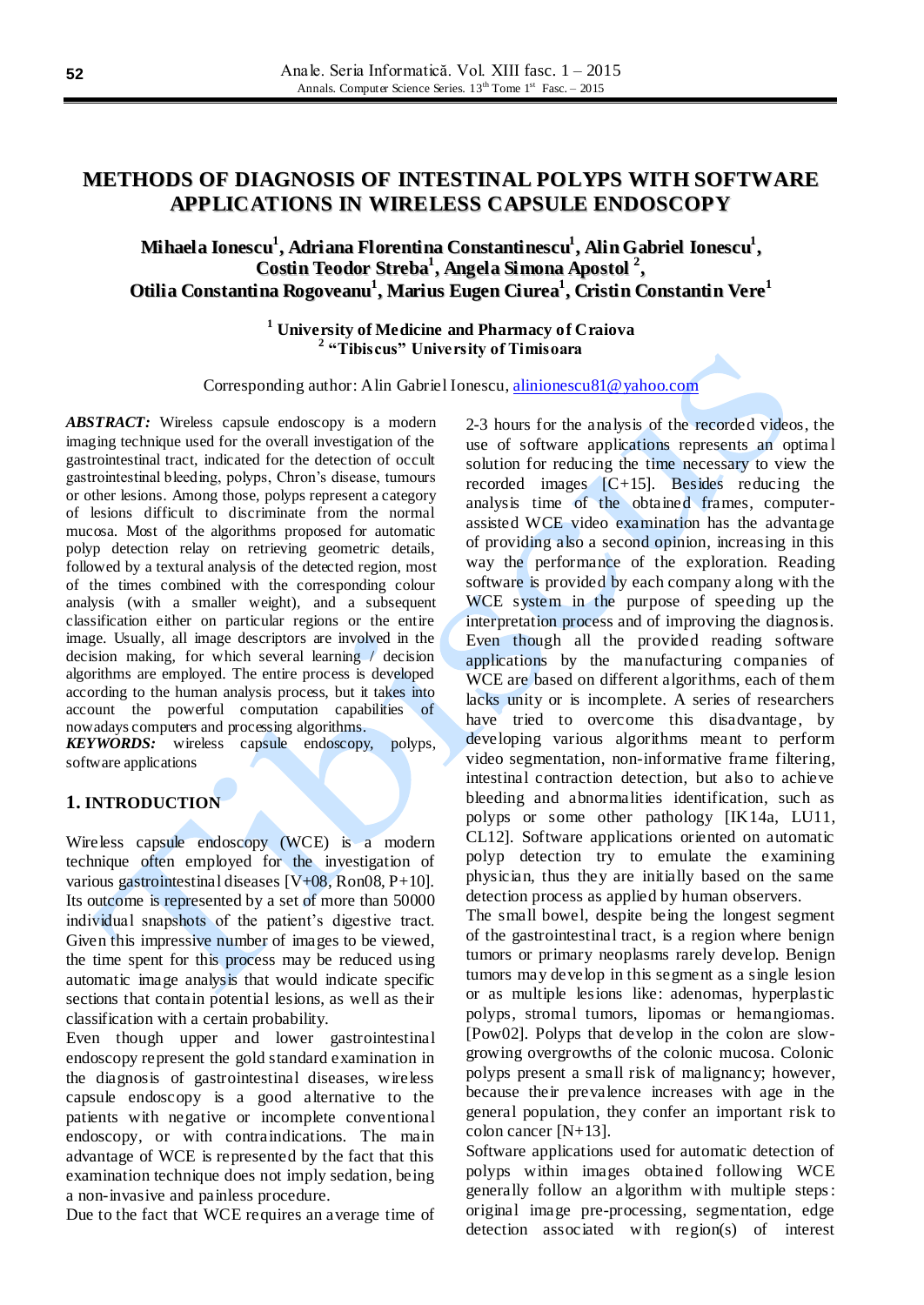# METHODS OF DIAGNOSIS OF INTESTINAL POLYPS WITH SOFTWARE APPLICATIONS IN WIRELESS CAPSULE ENDOSCOPY

**Mihaela Ionescu[1], Adriana Florentina Constantinescu[1], Alin Gabriel Ionescu[1], Costin Teodor Streba[1], Angela Simona Apostol [2], Otilia Constantina Rogoveanu[1], Marius Eugen Ciurea[1], Cristin Constantin Vere[1]**

[1] **University of Medicine and Pharmacy of Craiova**
[2] **"Tibiscus" University of Timisoara**

Corresponding author: Alin Gabriel Ionescu, alinionescu81@yahoo.com

***ABSTRACT:*** Wireless capsule endoscopy is a modern imaging technique used for the overall investigation of the gastrointestinal tract, indicated for the detection of occult gastrointestinal bleeding, polyps, Chron's disease, tumours or other lesions. Among those, polyps represent a category of lesions difficult to discriminate from the normal mucosa. Most of the algorithms proposed for automatic polyp detection relay on retrieving geometric details, followed by a textural analysis of the detected region, most of the times combined with the corresponding colour analysis (with a smaller weight), and a subsequent classification either on particular regions or the entire image. Usually, all image descriptors are involved in the decision making, for which several learning / decision algorithms are employed. The entire process is developed according to the human analysis process, but it takes into account the powerful computation capabilities of nowadays computers and processing algorithms.

***KEYWORDS:*** wireless capsule endoscopy, polyps, software applications

## 1. INTRODUCTION

Wireless capsule endoscopy (WCE) is a modern technique often employed for the investigation of various gastrointestinal diseases [V+08, Ron08, P+10]. Its outcome is represented by a set of more than 50000 individual snapshots of the patient's digestive tract. Given this impressive number of images to be viewed, the time spent for this process may be reduced using automatic image analysis that would indicate specific sections that contain potential lesions, as well as their classification with a certain probability.

Even though upper and lower gastrointestinal endoscopy represent the gold standard examination in the diagnosis of gastrointestinal diseases, wireless capsule endoscopy is a good alternative to the patients with negative or incomplete conventional endoscopy, or with contraindications. The main advantage of WCE is represented by the fact that this examination technique does not imply sedation, being a non-invasive and painless procedure.

Due to the fact that WCE requires an average time of 2-3 hours for the analysis of the recorded videos, the use of software applications represents an optimal solution for reducing the time necessary to view the recorded images [C+15]. Besides reducing the analysis time of the obtained frames, computer-assisted WCE video examination has the advantage of providing also a second opinion, increasing in this way the performance of the exploration. Reading software is provided by each company along with the WCE system in the purpose of speeding up the interpretation process and of improving the diagnosis. Even though all the provided reading software applications by the manufacturing companies of WCE are based on different algorithms, each of them lacks unity or is incomplete. A series of researchers have tried to overcome this disadvantage, by developing various algorithms meant to perform video segmentation, non-informative frame filtering, intestinal contraction detection, but also to achieve bleeding and abnormalities identification, such as polyps or some other pathology [IK14a, LU11, CL12]. Software applications oriented on automatic polyp detection try to emulate the examining physician, thus they are initially based on the same detection process as applied by human observers.

The small bowel, despite being the longest segment of the gastrointestinal tract, is a region where benign tumors or primary neoplasms rarely develop. Benign tumors may develop in this segment as a single lesion or as multiple lesions like: adenomas, hyperplastic polyps, stromal tumors, lipomas or hemangiomas. [Pow02]. Polyps that develop in the colon are slow-growing overgrowths of the colonic mucosa. Colonic polyps present a small risk of malignancy; however, because their prevalence increases with age in the general population, they confer an important risk to colon cancer [N+13].

Software applications used for automatic detection of polyps within images obtained following WCE generally follow an algorithm with multiple steps: original image pre-processing, segmentation, edge detection associated with region(s) of interest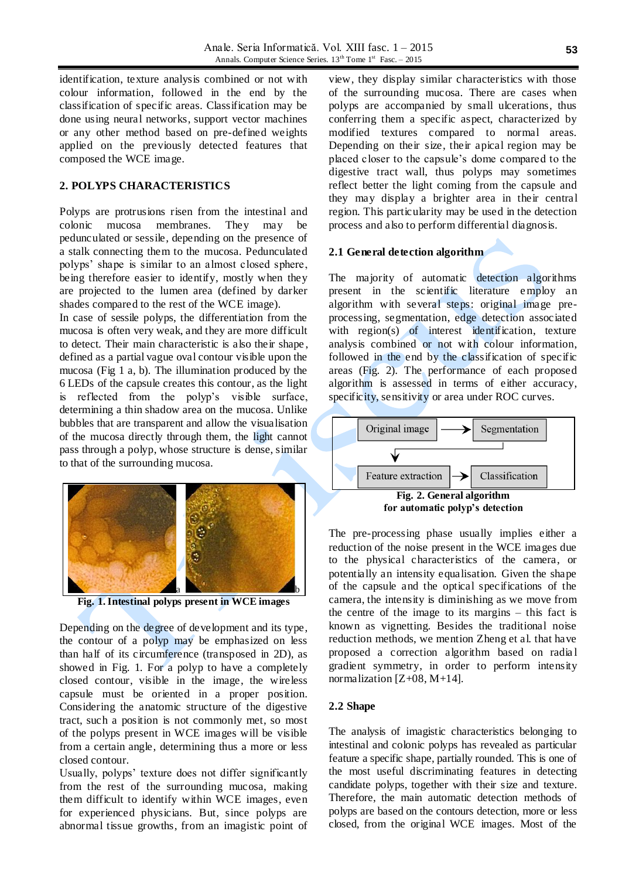identification, texture analysis combined or not with colour information, followed in the end by the classification of specific areas. Classification may be done using neural networks, support vector machines or any other method based on pre-defined weights applied on the previously detected features that composed the WCE image.

## 2. POLYPS CHARACTERISTICS

Polyps are protrusions risen from the intestinal and colonic mucosa membranes. They may be pedunculated or sessile, depending on the presence of a stalk connecting them to the mucosa. Pedunculated polyps' shape is similar to an almost closed sphere, being therefore easier to identify, mostly when they are projected to the lumen area (defined by darker shades compared to the rest of the WCE image).

In case of sessile polyps, the differentiation from the mucosa is often very weak, and they are more difficult to detect. Their main characteristic is also their shape, defined as a partial vague oval contour visible upon the mucosa (Fig 1 a, b). The illumination produced by the 6 LEDs of the capsule creates this contour, as the light is reflected from the polyp's visible surface, determining a thin shadow area on the mucosa. Unlike bubbles that are transparent and allow the visualisation of the mucosa directly through them, the light cannot pass through a polyp, whose structure is dense, similar to that of the surrounding mucosa.

**Fig. 1. Intestinal polyps present in WCE images**

Depending on the degree of development and its type, the contour of a polyp may be emphasized on less than half of its circumference (transposed in 2D), as showed in Fig. 1. For a polyp to have a completely closed contour, visible in the image, the wireless capsule must be oriented in a proper position. Considering the anatomic structure of the digestive tract, such a position is not commonly met, so most of the polyps present in WCE images will be visible from a certain angle, determining thus a more or less closed contour.

Usually, polyps' texture does not differ significantly from the rest of the surrounding mucosa, making them difficult to identify within WCE images, even for experienced physicians. But, since polyps are abnormal tissue growths, from an imagistic point of view, they display similar characteristics with those of the surrounding mucosa. There are cases when polyps are accompanied by small ulcerations, thus conferring them a specific aspect, characterized by modified textures compared to normal areas. Depending on their size, their apical region may be placed closer to the capsule's dome compared to the digestive tract wall, thus polyps may sometimes reflect better the light coming from the capsule and they may display a brighter area in their central region. This particularity may be used in the detection process and also to perform differential diagnosis.

### 2.1 General detection algorithm

The majority of automatic detection algorithms present in the scientific literature employ an algorithm with several steps: original image pre-processing, segmentation, edge detection associated with region(s) of interest identification, texture analysis combined or not with colour information, followed in the end by the classification of specific areas (Fig. 2). The performance of each proposed algorithm is assessed in terms of either accuracy, specificity, sensitivity or area under ROC curves.

Original image → Segmentation → Feature extraction → Classification

**Fig. 2. General algorithm for automatic polyp's detection**

The pre-processing phase usually implies either a reduction of the noise present in the WCE images due to the physical characteristics of the camera, or potentially an intensity equalisation. Given the shape of the capsule and the optical specifications of the camera, the intensity is diminishing as we move from the centre of the image to its margins – this fact is known as vignetting. Besides the traditional noise reduction methods, we mention Zheng et al. that have proposed a correction algorithm based on radial gradient symmetry, in order to perform intensity normalization [Z+08, M+14].

### 2.2 Shape

The analysis of imagistic characteristics belonging to intestinal and colonic polyps has revealed as particular feature a specific shape, partially rounded. This is one of the most useful discriminating features in detecting candidate polyps, together with their size and texture. Therefore, the main automatic detection methods of polyps are based on the contours detection, more or less closed, from the original WCE images. Most of the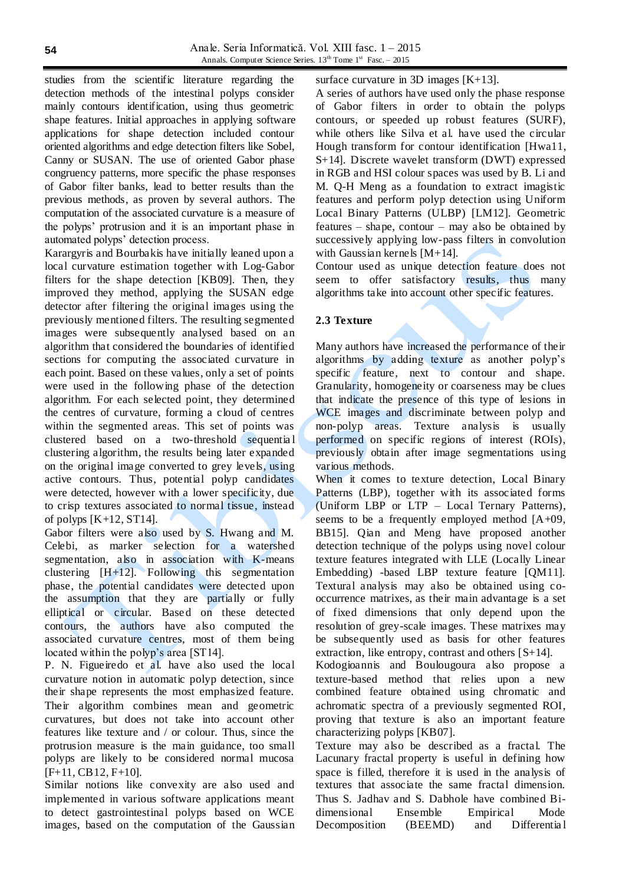studies from the scientific literature regarding the detection methods of the intestinal polyps consider mainly contours identification, using thus geometric shape features. Initial approaches in applying software applications for shape detection included contour oriented algorithms and edge detection filters like Sobel, Canny or SUSAN. The use of oriented Gabor phase congruency patterns, more specific the phase responses of Gabor filter banks, lead to better results than the previous methods, as proven by several authors. The computation of the associated curvature is a measure of the polyps' protrusion and it is an important phase in automated polyps' detection process.

Karargyris and Bourbakis have initially leaned upon a local curvature estimation together with Log-Gabor filters for the shape detection [KB09]. Then, they improved they method, applying the SUSAN edge detector after filtering the original images using the previously mentioned filters. The resulting segmented images were subsequently analysed based on an algorithm that considered the boundaries of identified sections for computing the associated curvature in each point. Based on these values, only a set of points were used in the following phase of the detection algorithm. For each selected point, they determined the centres of curvature, forming a cloud of centres within the segmented areas. This set of points was clustered based on a two-threshold sequential clustering algorithm, the results being later expanded on the original image converted to grey levels, using active contours. Thus, potential polyp candidates were detected, however with a lower specificity, due to crisp textures associated to normal tissue, instead of polyps [K+12, ST14].

Gabor filters were also used by S. Hwang and M. Celebi, as marker selection for a watershed segmentation, also in association with K-means clustering [H+12]. Following this segmentation phase, the potential candidates were detected upon the assumption that they are partially or fully elliptical or circular. Based on these detected contours, the authors have also computed the associated curvature centres, most of them being located within the polyp's area [ST14].

P. N. Figueiredo et al. have also used the local curvature notion in automatic polyp detection, since their shape represents the most emphasized feature. Their algorithm combines mean and geometric curvatures, but does not take into account other features like texture and / or colour. Thus, since the protrusion measure is the main guidance, too small polyps are likely to be considered normal mucosa [F+11, CB12, F+10].

Similar notions like convexity are also used and implemented in various software applications meant to detect gastrointestinal polyps based on WCE images, based on the computation of the Gaussian surface curvature in 3D images [K+13].

A series of authors have used only the phase response of Gabor filters in order to obtain the polyps contours, or speeded up robust features (SURF), while others like Silva et al. have used the circular Hough transform for contour identification [Hwa11, S+14]. Discrete wavelet transform (DWT) expressed in RGB and HSI colour spaces was used by B. Li and M. Q-H Meng as a foundation to extract imagistic features and perform polyp detection using Uniform Local Binary Patterns (ULBP) [LM12]. Geometric features – shape, contour – may also be obtained by successively applying low-pass filters in convolution with Gaussian kernels [M+14].

Contour used as unique detection feature does not seem to offer satisfactory results, thus many algorithms take into account other specific features.

### 2.3 Texture

Many authors have increased the performance of their algorithms by adding texture as another polyp's specific feature, next to contour and shape. Granularity, homogeneity or coarseness may be clues that indicate the presence of this type of lesions in WCE images and discriminate between polyp and non-polyp areas. Texture analysis is usually performed on specific regions of interest (ROIs), previously obtain after image segmentations using various methods.

When it comes to texture detection, Local Binary Patterns (LBP), together with its associated forms (Uniform LBP or LTP – Local Ternary Patterns), seems to be a frequently employed method [A+09, BB15]. Qian and Meng have proposed another detection technique of the polyps using novel colour texture features integrated with LLE (Locally Linear Embedding) -based LBP texture feature [QM11]. Textural analysis may also be obtained using co-occurrence matrixes, as their main advantage is a set of fixed dimensions that only depend upon the resolution of grey-scale images. These matrixes may be subsequently used as basis for other features extraction, like entropy, contrast and others [S+14].

Kodogioannis and Boulougoura also propose a texture-based method that relies upon a new combined feature obtained using chromatic and achromatic spectra of a previously segmented ROI, proving that texture is also an important feature characterizing polyps [KB07].

Texture may also be described as a fractal. The Lacunary fractal property is useful in defining how space is filled, therefore it is used in the analysis of textures that associate the same fractal dimension. Thus S. Jadhav and S. Dabhole have combined Bi-dimensional Ensemble Empirical Mode Decomposition (BEEMD) and Differential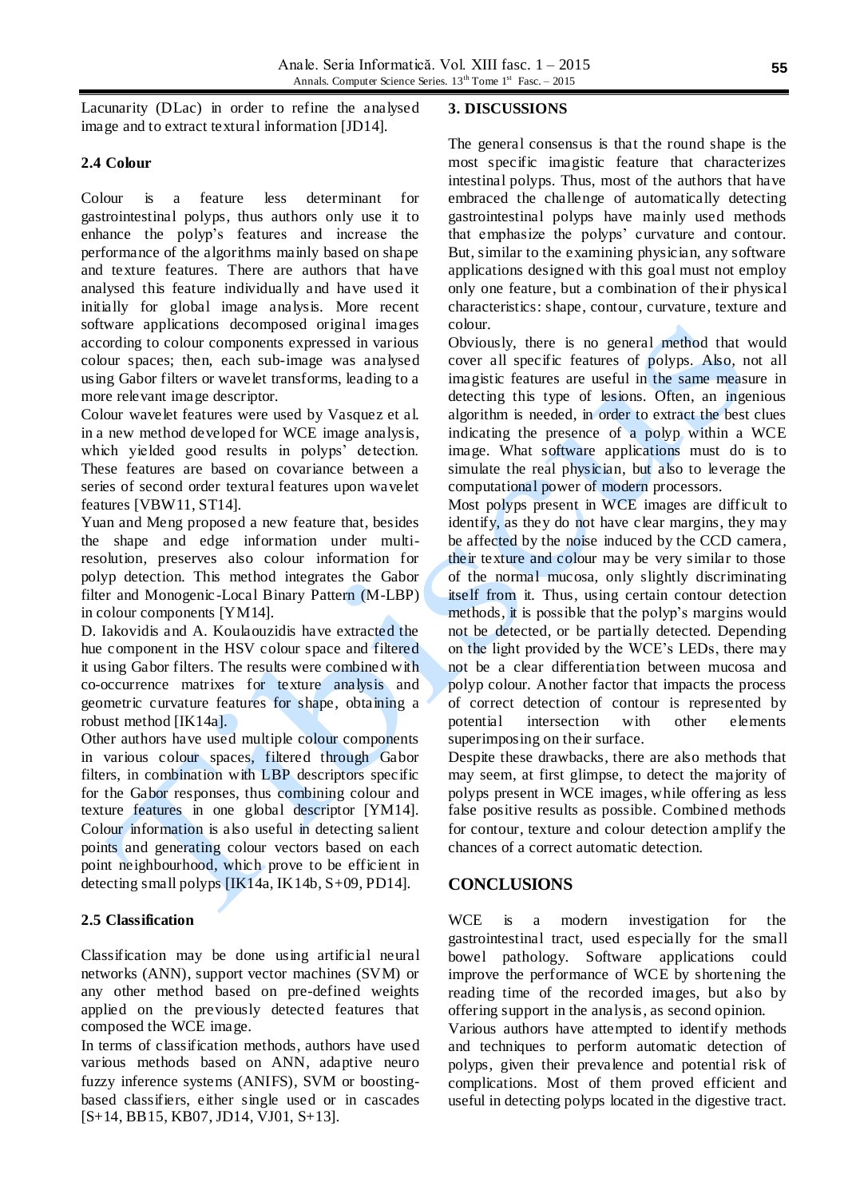Lacunarity (DLac) in order to refine the analysed image and to extract textural information [JD14].

### 2.4 Colour

Colour is a feature less determinant for gastrointestinal polyps, thus authors only use it to enhance the polyp's features and increase the performance of the algorithms mainly based on shape and texture features. There are authors that have analysed this feature individually and have used it initially for global image analysis. More recent software applications decomposed original images according to colour components expressed in various colour spaces; then, each sub-image was analysed using Gabor filters or wavelet transforms, leading to a more relevant image descriptor.

Colour wavelet features were used by Vasquez et al. in a new method developed for WCE image analysis, which yielded good results in polyps' detection. These features are based on covariance between a series of second order textural features upon wavelet features [VBW11, ST14].

Yuan and Meng proposed a new feature that, besides the shape and edge information under multi-resolution, preserves also colour information for polyp detection. This method integrates the Gabor filter and Monogenic-Local Binary Pattern (M-LBP) in colour components [YM14].

D. Iakovidis and A. Koulaouzidis have extracted the hue component in the HSV colour space and filtered it using Gabor filters. The results were combined with co-occurrence matrixes for texture analysis and geometric curvature features for shape, obtaining a robust method [IK14a].

Other authors have used multiple colour components in various colour spaces, filtered through Gabor filters, in combination with LBP descriptors specific for the Gabor responses, thus combining colour and texture features in one global descriptor [YM14]. Colour information is also useful in detecting salient points and generating colour vectors based on each point neighbourhood, which prove to be efficient in detecting small polyps [IK14a, IK14b, S+09, PD14].

### 2.5 Classification

Classification may be done using artificial neural networks (ANN), support vector machines (SVM) or any other method based on pre-defined weights applied on the previously detected features that composed the WCE image.

In terms of classification methods, authors have used various methods based on ANN, adaptive neuro fuzzy inference systems (ANIFS), SVM or boosting-based classifiers, either single used or in cascades [S+14, BB15, KB07, JD14, VJ01, S+13].

## 3. DISCUSSIONS

The general consensus is that the round shape is the most specific imagistic feature that characterizes intestinal polyps. Thus, most of the authors that have embraced the challenge of automatically detecting gastrointestinal polyps have mainly used methods that emphasize the polyps' curvature and contour. But, similar to the examining physician, any software applications designed with this goal must not employ only one feature, but a combination of their physical characteristics: shape, contour, curvature, texture and colour.

Obviously, there is no general method that would cover all specific features of polyps. Also, not all imagistic features are useful in the same measure in detecting this type of lesions. Often, an ingenious algorithm is needed, in order to extract the best clues indicating the presence of a polyp within a WCE image. What software applications must do is to simulate the real physician, but also to leverage the computational power of modern processors.

Most polyps present in WCE images are difficult to identify, as they do not have clear margins, they may be affected by the noise induced by the CCD camera, their texture and colour may be very similar to those of the normal mucosa, only slightly discriminating itself from it. Thus, using certain contour detection methods, it is possible that the polyp's margins would not be detected, or be partially detected. Depending on the light provided by the WCE's LEDs, there may not be a clear differentiation between mucosa and polyp colour. Another factor that impacts the process of correct detection of contour is represented by potential intersection with other elements superimposing on their surface.

Despite these drawbacks, there are also methods that may seem, at first glimpse, to detect the majority of polyps present in WCE images, while offering as less false positive results as possible. Combined methods for contour, texture and colour detection amplify the chances of a correct automatic detection.

## CONCLUSIONS

WCE is a modern investigation for the gastrointestinal tract, used especially for the small bowel pathology. Software applications could improve the performance of WCE by shortening the reading time of the recorded images, but also by offering support in the analysis, as second opinion.

Various authors have attempted to identify methods and techniques to perform automatic detection of polyps, given their prevalence and potential risk of complications. Most of them proved efficient and useful in detecting polyps located in the digestive tract.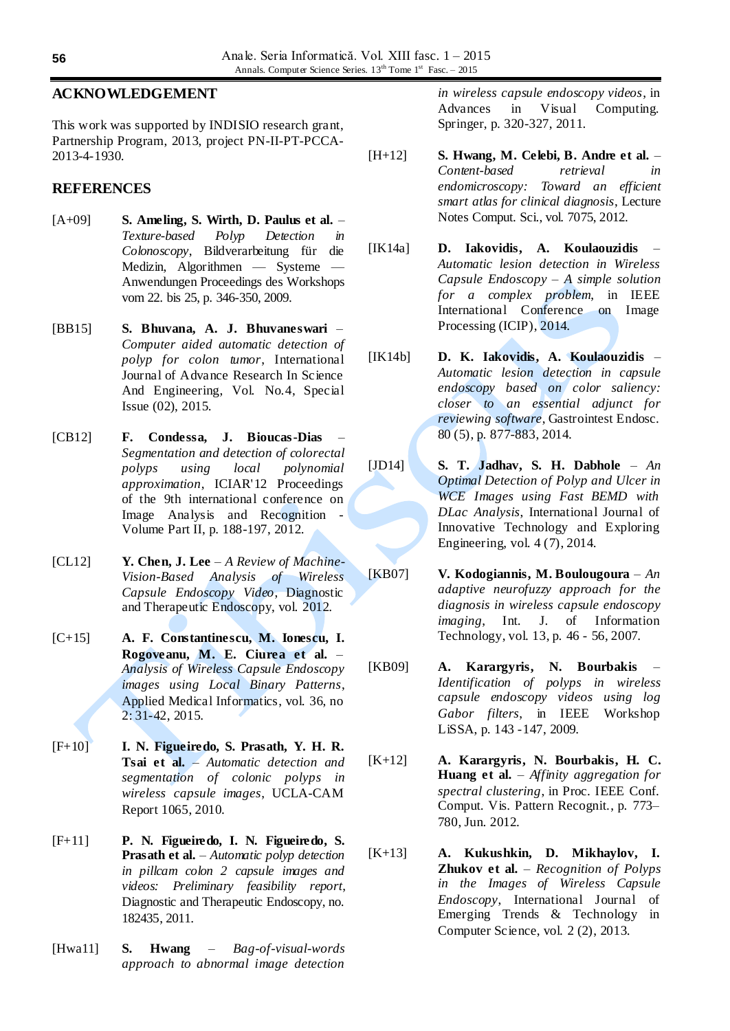## ACKNOWLEDGEMENT

This work was supported by INDISIO research grant, Partnership Program, 2013, project PN-II-PT-PCCA-2013-4-1930.

## REFERENCES

[A+09] **S. Ameling, S. Wirth, D. Paulus et al.** – *Texture-based Polyp Detection in Colonoscopy*, Bildverarbeitung für die Medizin, Algorithmen — Systeme — Anwendungen Proceedings des Workshops vom 22. bis 25, p. 346-350, 2009.

[BB15] **S. Bhuvana, A. J. Bhuvaneswari** – *Computer aided automatic detection of polyp for colon tumor*, International Journal of Advance Research In Science And Engineering, Vol. No.4, Special Issue (02), 2015.

[CB12] **F. Condessa, J. Bioucas-Dias** – *Segmentation and detection of colorectal polyps using local polynomial approximation*, ICIAR'12 Proceedings of the 9th international conference on Image Analysis and Recognition - Volume Part II, p. 188-197, 2012.

[CL12] **Y. Chen, J. Lee** – *A Review of Machine-Vision-Based Analysis of Wireless Capsule Endoscopy Video*, Diagnostic and Therapeutic Endoscopy, vol. 2012.

[C+15] **A. F. Constantinescu, M. Ionescu, I. Rogoveanu, M. E. Ciurea et al.** – *Analysis of Wireless Capsule Endoscopy images using Local Binary Patterns*, Applied Medical Informatics, vol. 36, no 2: 31-42, 2015.

[F+10] **I. N. Figueiredo, S. Prasath, Y. H. R. Tsai et al.** – *Automatic detection and segmentation of colonic polyps in wireless capsule images*, UCLA-CAM Report 1065, 2010.

[F+11] **P. N. Figueiredo, I. N. Figueiredo, S. Prasath et al.** – *Automatic polyp detection in pillcam colon 2 capsule images and videos: Preliminary feasibility report*, Diagnostic and Therapeutic Endoscopy, no. 182435, 2011.

[Hwa11] **S. Hwang** – *Bag-of-visual-words approach to abnormal image detection in wireless capsule endoscopy videos*, in Advances in Visual Computing. Springer, p. 320-327, 2011.

[H+12] **S. Hwang, M. Celebi, B. Andre et al.** – *Content-based retrieval in endomicroscopy: Toward an efficient smart atlas for clinical diagnosis*, Lecture Notes Comput. Sci., vol. 7075, 2012.

[IK14a] **D. Iakovidis, A. Koulaouzidis** – *Automatic lesion detection in Wireless Capsule Endoscopy – A simple solution for a complex problem*, in IEEE International Conference on Image Processing (ICIP), 2014.

[IK14b] **D. K. Iakovidis, A. Koulaouzidis** – *Automatic lesion detection in capsule endoscopy based on color saliency: closer to an essential adjunct for reviewing software*, Gastrointest Endosc. 80 (5), p. 877-883, 2014.

[JD14] **S. T. Jadhav, S. H. Dabhole** – *An Optimal Detection of Polyp and Ulcer in WCE Images using Fast BEMD with DLac Analysis*, International Journal of Innovative Technology and Exploring Engineering, vol. 4 (7), 2014.

[KB07] **V. Kodogiannis, M. Boulougoura** – *An adaptive neurofuzzy approach for the diagnosis in wireless capsule endoscopy imaging*, Int. J. of Information Technology, vol. 13, p. 46 - 56, 2007.

[KB09] **A. Karargyris, N. Bourbakis** – *Identification of polyps in wireless capsule endoscopy videos using log Gabor filters*, in IEEE Workshop LiSSA, p. 143 -147, 2009.

[K+12] **A. Karargyris, N. Bourbakis, H. C. Huang et al.** – *Affinity aggregation for spectral clustering*, in Proc. IEEE Conf. Comput. Vis. Pattern Recognit., p. 773–780, Jun. 2012.

[K+13] **A. Kukushkin, D. Mikhaylov, I. Zhukov et al.** – *Recognition of Polyps in the Images of Wireless Capsule Endoscopy*, International Journal of Emerging Trends & Technology in Computer Science, vol. 2 (2), 2013.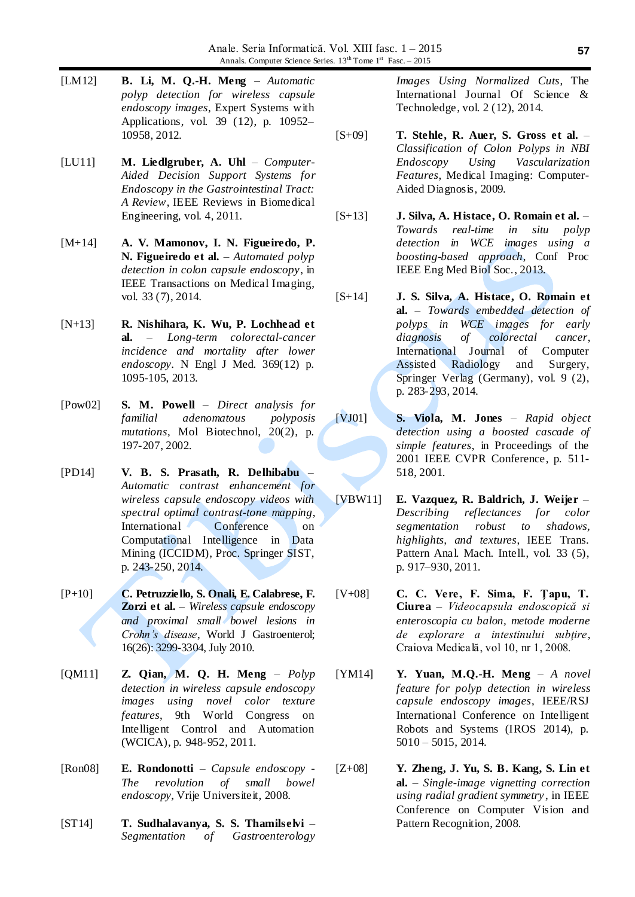[LM12] **B. Li, M. Q.-H. Meng** – *Automatic polyp detection for wireless capsule endoscopy images*, Expert Systems with Applications, vol. 39 (12), p. 10952–10958, 2012.

[LU11] **M. Liedlgruber, A. Uhl** – *Computer-Aided Decision Support Systems for Endoscopy in the Gastrointestinal Tract: A Review*, IEEE Reviews in Biomedical Engineering, vol. 4, 2011.

[M+14] **A. V. Mamonov, I. N. Figueiredo, P. N. Figueiredo et al.** – *Automated polyp detection in colon capsule endoscopy*, in IEEE Transactions on Medical Imaging, vol. 33 (7), 2014.

[N+13] **R. Nishihara, K. Wu, P. Lochhead et al.** – *Long-term colorectal-cancer incidence and mortality after lower endoscopy*. N Engl J Med. 369(12) p. 1095-105, 2013.

[Pow02] **S. M. Powell** – *Direct analysis for familial adenomatous polyposis mutations*, Mol Biotechnol, 20(2), p. 197-207, 2002.

[PD14] **V. B. S. Prasath, R. Delhibabu** – *Automatic contrast enhancement for wireless capsule endoscopy videos with spectral optimal contrast-tone mapping*, International Conference on Computational Intelligence in Data Mining (ICCIDM), Proc. Springer SIST, p. 243-250, 2014.

[P+10] **C. Petruzziello, S. Onali, E. Calabrese, F. Zorzi et al.** – *Wireless capsule endoscopy and proximal small bowel lesions in Crohn's disease*, World J Gastroenterol; 16(26): 3299-3304, July 2010.

[QM11] **Z. Qian, M. Q. H. Meng** – *Polyp detection in wireless capsule endoscopy images using novel color texture features*, 9th World Congress on Intelligent Control and Automation (WCICA), p. 948-952, 2011.

[Ron08] **E. Rondonotti** – *Capsule endoscopy - The revolution of small bowel endoscopy*, Vrije Universiteit, 2008.

[ST14] **T. Sudhalavanya, S. S. Thamilselvi** – *Segmentation of Gastroenterology Images Using Normalized Cuts*, The International Journal Of Science & Technoledge, vol. 2 (12), 2014.

[S+09] **T. Stehle, R. Auer, S. Gross et al.** – *Classification of Colon Polyps in NBI Endoscopy Using Vascularization Features*, Medical Imaging: Computer-Aided Diagnosis, 2009.

[S+13] **J. Silva, A. Histace, O. Romain et al.** – *Towards real-time in situ polyp detection in WCE images using a boosting-based approach*, Conf Proc IEEE Eng Med Biol Soc., 2013.

[S+14] **J. S. Silva, A. Histace, O. Romain et al.** – *Towards embedded detection of polyps in WCE images for early diagnosis of colorectal cancer*, International Journal of Computer Assisted Radiology and Surgery, Springer Verlag (Germany), vol. 9 (2), p. 283-293, 2014.

[VJ01] **S. Viola, M. Jones** – *Rapid object detection using a boosted cascade of simple features*, in Proceedings of the 2001 IEEE CVPR Conference, p. 511-518, 2001.

[VBW11] **E. Vazquez, R. Baldrich, J. Weijer** – *Describing reflectances for color segmentation robust to shadows, highlights, and textures*, IEEE Trans. Pattern Anal. Mach. Intell., vol. 33 (5), p. 917–930, 2011.

[V+08] **C. C. Vere, F. Sima, F. Ţapu, T. Ciurea** – *Videocapsula endoscopică si enteroscopia cu balon, metode moderne de explorare a intestinului subţire*, Craiova Medicală, vol 10, nr 1, 2008.

[YM14] **Y. Yuan, M.Q.-H. Meng** – *A novel feature for polyp detection in wireless capsule endoscopy images*, IEEE/RSJ International Conference on Intelligent Robots and Systems (IROS 2014), p. 5010 – 5015, 2014.

[Z+08] **Y. Zheng, J. Yu, S. B. Kang, S. Lin et al.** – *Single-image vignetting correction using radial gradient symmetry*, in IEEE Conference on Computer Vision and Pattern Recognition, 2008.